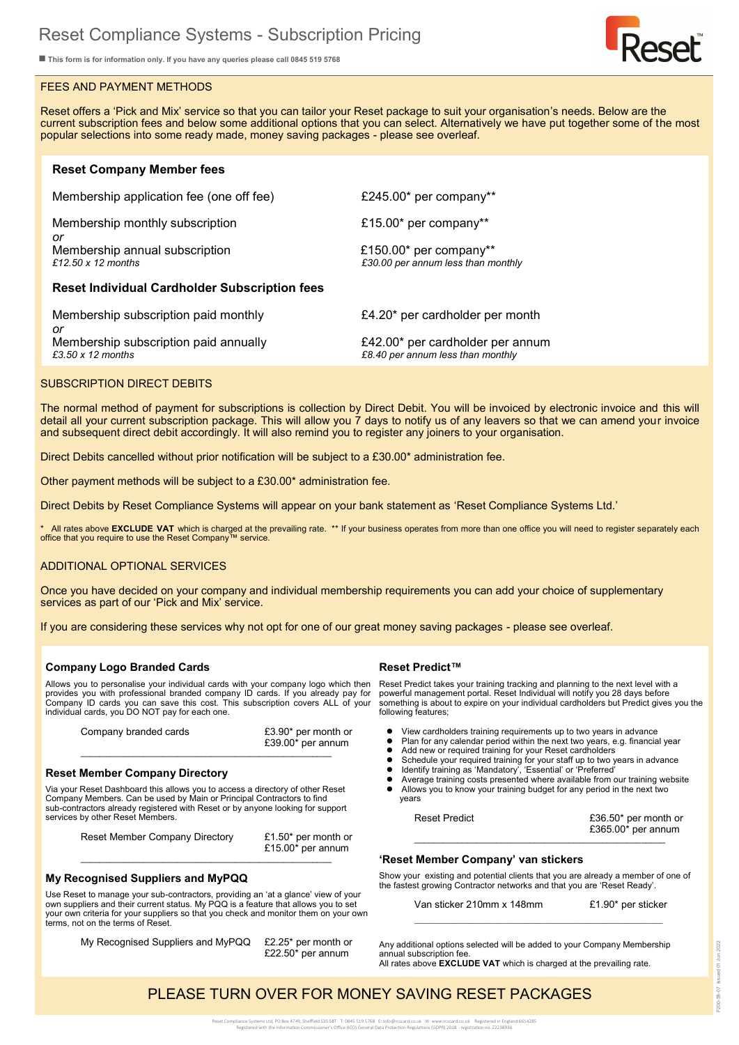# Reset Compliance Systems - Subscription Pricing

**This form is for information only. If you have any queries please call 0845 519 5768**

## FEES AND PAYMENT METHODS

Reset offers a 'Pick and Mix' service so that you can tailor your Reset package to suit your organisation's needs. Below are the current subscription fees and below some additional options that you can select. Alternatively we have put together some of the most popular selections into some ready made, money saving packages - please see overleaf.

### Reset Company Member fees

| | |
|---|---|
| Membership application fee (one off fee) | £245.00* per company** |
| Membership monthly subscription | £15.00* per company** |
| *or* | |
| Membership annual subscription<br>*£12.50 x 12 months* | £150.00* per company**<br>*£30.00 per annum less than monthly* |

### Reset Individual Cardholder Subscription fees

| | |
|---|---|
| Membership subscription paid monthly | £4.20* per cardholder per month |
| *or* | |
| Membership subscription paid annually<br>*£3.50 x 12 months* | £42.00* per cardholder per annum<br>*£8.40 per annum less than monthly* |

## SUBSCRIPTION DIRECT DEBITS

The normal method of payment for subscriptions is collection by Direct Debit. You will be invoiced by electronic invoice and this will detail all your current subscription package. This will allow you 7 days to notify us of any leavers so that we can amend your invoice and subsequent direct debit accordingly. It will also remind you to register any joiners to your organisation.

Direct Debits cancelled without prior notification will be subject to a £30.00* administration fee.

Other payment methods will be subject to a £30.00* administration fee.

Direct Debits by Reset Compliance Systems will appear on your bank statement as 'Reset Compliance Systems Ltd.'

\* All rates above **EXCLUDE VAT** which is charged at the prevailing rate. ** If your business operates from more than one office you will need to register separately each office that you require to use the Reset Company™ service.

## ADDITIONAL OPTIONAL SERVICES

Once you have decided on your company and individual membership requirements you can add your choice of supplementary services as part of our 'Pick and Mix' service.

If you are considering these services why not opt for one of our great money saving packages - please see overleaf.

### Company Logo Branded Cards

Allows you to personalise your individual cards with your company logo which then provides you with professional branded company ID cards. If you already pay for Company ID cards you can save this cost. This subscription covers ALL of your individual cards, you DO NOT pay for each one.

| | |
|---|---|
| Company branded cards | £3.90* per month or<br>£39.00* per annum |

### Reset Member Company Directory

Via your Reset Dashboard this allows you to access a directory of other Reset Company Members. Can be used by Main or Principal Contractors to find sub-contractors already registered with Reset or by anyone looking for support services by other Reset Members.

| | |
|---|---|
| Reset Member Company Directory | £1.50* per month or<br>£15.00* per annum |

### My Recognised Suppliers and MyPQQ

Use Reset to manage your sub-contractors, providing an 'at a glance' view of your own suppliers and their current status. My PQQ is a feature that allows you to set your own criteria for your suppliers so that you check and monitor them on your own terms, not on the terms of Reset.

| | |
|---|---|
| My Recognised Suppliers and MyPQQ | £2.25* per month or<br>£22.50* per annum |

### Reset Predict™

Reset Predict takes your training tracking and planning to the next level with a powerful management portal. Reset Individual will notify you 28 days before something is about to expire on your individual cardholders but Predict gives you the following features;

- View cardholders training requirements up to two years in advance
- Plan for any calendar period within the next two years, e.g. financial year
- Add new or required training for your Reset cardholders
- Schedule your required training for your staff up to two years in advance
- Identify training as 'Mandatory', 'Essential' or 'Preferred'
- Average training costs presented where available from our training website
- Allows you to know your training budget for any period in the next two years

| | |
|---|---|
| Reset Predict | £36.50* per month or<br>£365.00* per annum |

### 'Reset Member Company' van stickers

Show your existing and potential clients that you are already a member of one of the fastest growing Contractor networks and that you are 'Reset Ready'.

| | |
|---|---|
| Van sticker 210mm x 148mm | £1.90* per sticker |

Any additional options selected will be added to your Company Membership annual subscription fee.
All rates above **EXCLUDE VAT** which is charged at the prevailing rate.

## PLEASE TURN OVER FOR MONEY SAVING RESET PACKAGES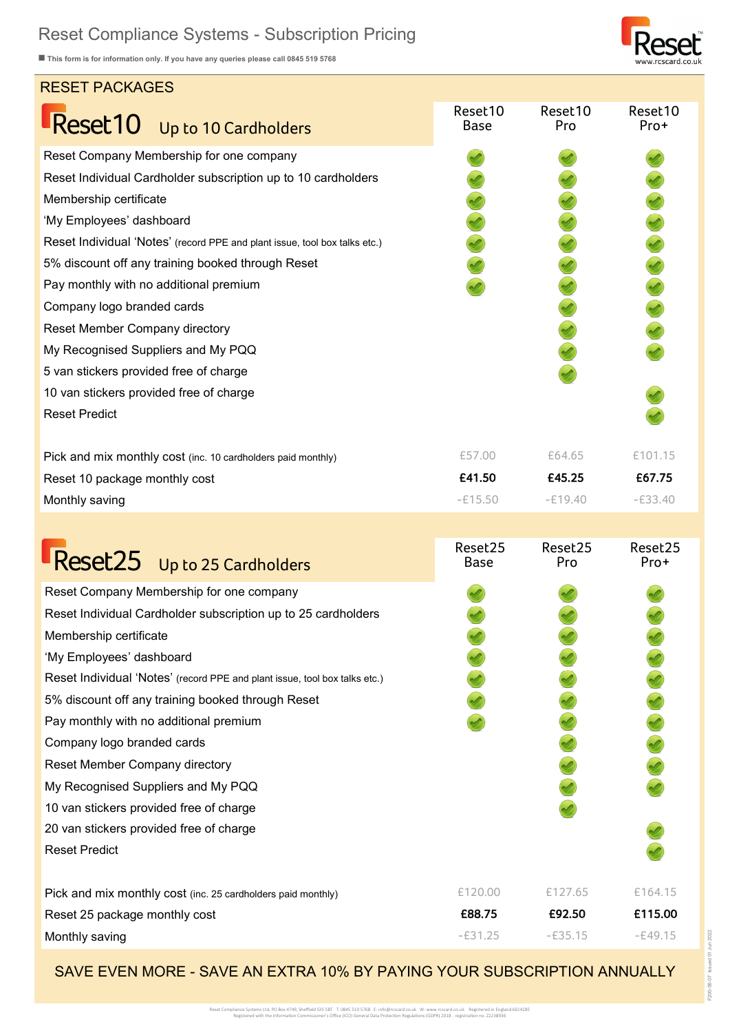# Reset Compliance Systems - Subscription Pricing

■ This form is for information only. If you have any queries please call 0845 519 5768

## RESET PACKAGES

### Reset10 Up to 10 Cardholders

| | Reset10 Base | Reset10 Pro | Reset10 Pro+ |
|---|---|---|---|
| Reset Company Membership for one company | ✓ | ✓ | ✓ |
| Reset Individual Cardholder subscription up to 10 cardholders | ✓ | ✓ | ✓ |
| Membership certificate | ✓ | ✓ | ✓ |
| 'My Employees' dashboard | ✓ | ✓ | ✓ |
| Reset Individual 'Notes' (record PPE and plant issue, tool box talks etc.) | ✓ | ✓ | ✓ |
| 5% discount off any training booked through Reset | ✓ | ✓ | ✓ |
| Pay monthly with no additional premium | ✓ | ✓ | ✓ |
| Company logo branded cards | | ✓ | ✓ |
| Reset Member Company directory | | ✓ | ✓ |
| My Recognised Suppliers and My PQQ | | ✓ | ✓ |
| 5 van stickers provided free of charge | | ✓ | |
| 10 van stickers provided free of charge | | | ✓ |
| Reset Predict | | | ✓ |
| Pick and mix monthly cost (inc. 10 cardholders paid monthly) | £57.00 | £64.65 | £101.15 |
| Reset 10 package monthly cost | **£41.50** | **£45.25** | **£67.75** |
| Monthly saving | -£15.50 | -£19.40 | -£33.40 |

### Reset25 Up to 25 Cardholders

| | Reset25 Base | Reset25 Pro | Reset25 Pro+ |
|---|---|---|---|
| Reset Company Membership for one company | ✓ | ✓ | ✓ |
| Reset Individual Cardholder subscription up to 25 cardholders | ✓ | ✓ | ✓ |
| Membership certificate | ✓ | ✓ | ✓ |
| 'My Employees' dashboard | ✓ | ✓ | ✓ |
| Reset Individual 'Notes' (record PPE and plant issue, tool box talks etc.) | ✓ | ✓ | ✓ |
| 5% discount off any training booked through Reset | ✓ | ✓ | ✓ |
| Pay monthly with no additional premium | ✓ | ✓ | ✓ |
| Company logo branded cards | | ✓ | ✓ |
| Reset Member Company directory | | ✓ | ✓ |
| My Recognised Suppliers and My PQQ | | ✓ | ✓ |
| 10 van stickers provided free of charge | | ✓ | |
| 20 van stickers provided free of charge | | | ✓ |
| Reset Predict | | | ✓ |
| Pick and mix monthly cost (inc. 25 cardholders paid monthly) | £120.00 | £127.65 | £164.15 |
| Reset 25 package monthly cost | **£88.75** | **£92.50** | **£115.00** |
| Monthly saving | -£31.25 | -£35.15 | -£49.15 |

SAVE EVEN MORE - SAVE AN EXTRA 10% BY PAYING YOUR SUBSCRIPTION ANNUALLY

Reset Compliance Systems Ltd, PO Box 4749, Sheffield S35 5BT T: 0845 519 5768 E: info@rcscard.co.uk W: www.rcscard.co.uk Registered in England 6614285
Registered with the Information Commissioner's Office (ICO) General Data Protection Regulations (GDPR) 2018 - registration no. Z2238936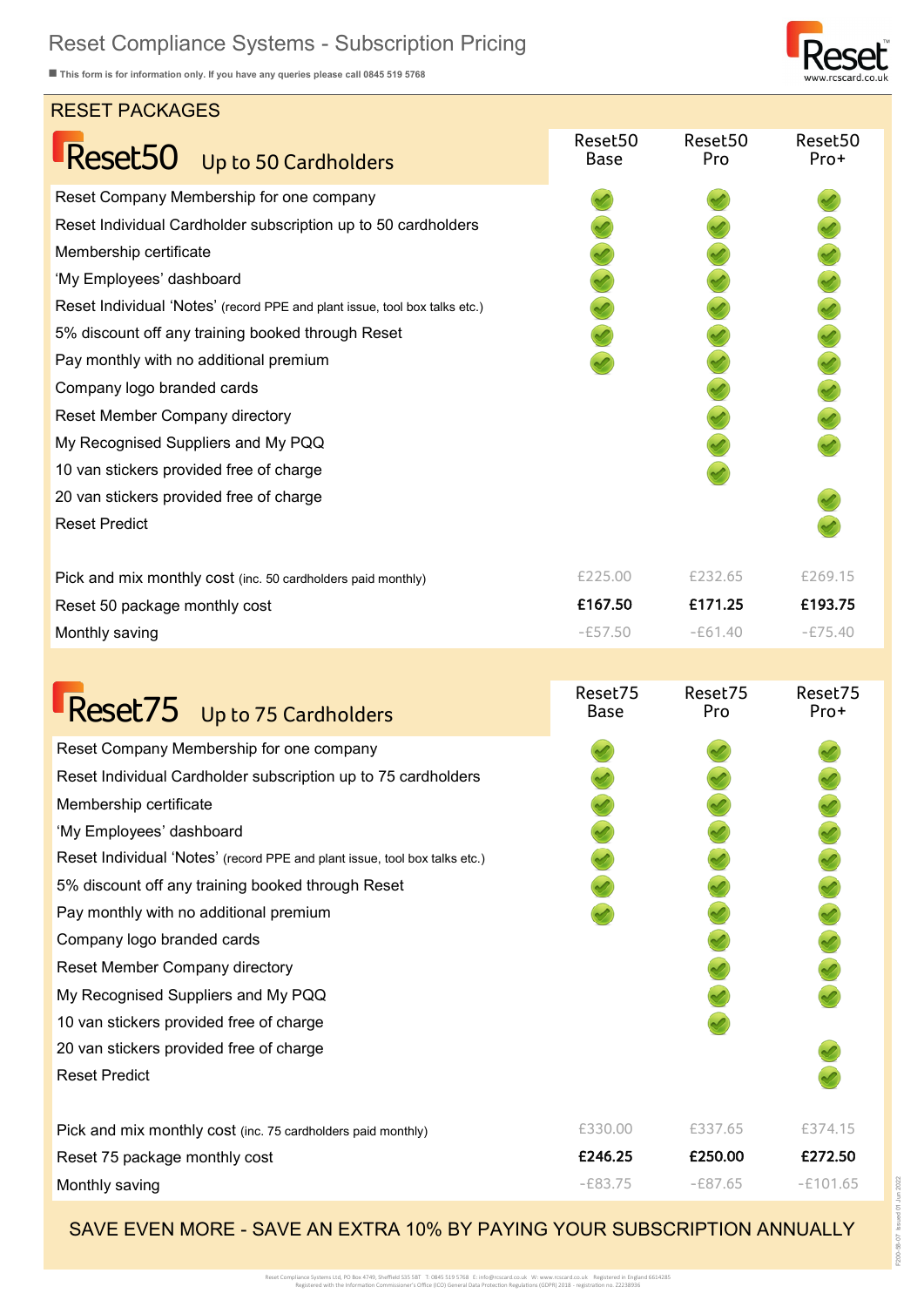# Reset Compliance Systems - Subscription Pricing

This form is for information only. If you have any queries please call 0845 519 5768

## RESET PACKAGES

### Reset50 Up to 50 Cardholders

| | Reset50 Base | Reset50 Pro | Reset50 Pro+ |
|---|---|---|---|
| Reset Company Membership for one company | ✓ | ✓ | ✓ |
| Reset Individual Cardholder subscription up to 50 cardholders | ✓ | ✓ | ✓ |
| Membership certificate | ✓ | ✓ | ✓ |
| 'My Employees' dashboard | ✓ | ✓ | ✓ |
| Reset Individual 'Notes' (record PPE and plant issue, tool box talks etc.) | ✓ | ✓ | ✓ |
| 5% discount off any training booked through Reset | ✓ | ✓ | ✓ |
| Pay monthly with no additional premium | ✓ | ✓ | ✓ |
| Company logo branded cards | | ✓ | ✓ |
| Reset Member Company directory | | ✓ | ✓ |
| My Recognised Suppliers and My PQQ | | ✓ | ✓ |
| 10 van stickers provided free of charge | | ✓ | |
| 20 van stickers provided free of charge | | | ✓ |
| Reset Predict | | | ✓ |
| Pick and mix monthly cost (inc. 50 cardholders paid monthly) | £225.00 | £232.65 | £269.15 |
| Reset 50 package monthly cost | **£167.50** | **£171.25** | **£193.75** |
| Monthly saving | -£57.50 | -£61.40 | -£75.40 |

### Reset75 Up to 75 Cardholders

| | Reset75 Base | Reset75 Pro | Reset75 Pro+ |
|---|---|---|---|
| Reset Company Membership for one company | ✓ | ✓ | ✓ |
| Reset Individual Cardholder subscription up to 75 cardholders | ✓ | ✓ | ✓ |
| Membership certificate | ✓ | ✓ | ✓ |
| 'My Employees' dashboard | ✓ | ✓ | ✓ |
| Reset Individual 'Notes' (record PPE and plant issue, tool box talks etc.) | ✓ | ✓ | ✓ |
| 5% discount off any training booked through Reset | ✓ | ✓ | ✓ |
| Pay monthly with no additional premium | ✓ | ✓ | ✓ |
| Company logo branded cards | | ✓ | ✓ |
| Reset Member Company directory | | ✓ | ✓ |
| My Recognised Suppliers and My PQQ | | ✓ | ✓ |
| 10 van stickers provided free of charge | | ✓ | |
| 20 van stickers provided free of charge | | | ✓ |
| Reset Predict | | | ✓ |
| Pick and mix monthly cost (inc. 75 cardholders paid monthly) | £330.00 | £337.65 | £374.15 |
| Reset 75 package monthly cost | **£246.25** | **£250.00** | **£272.50** |
| Monthly saving | -£83.75 | -£87.65 | -£101.65 |

SAVE EVEN MORE - SAVE AN EXTRA 10% BY PAYING YOUR SUBSCRIPTION ANNUALLY

Reset Compliance Systems Ltd, PO Box 4749, Sheffield S35 5BT T: 0845 519 5768 E: info@rcscard.co.uk W: www.rcscard.co.uk Registered in England 6614285
Registered with the Information Commissioner's Office (ICO) General Data Protection Regulations (GDPR) 2018 - registration no. Z2238936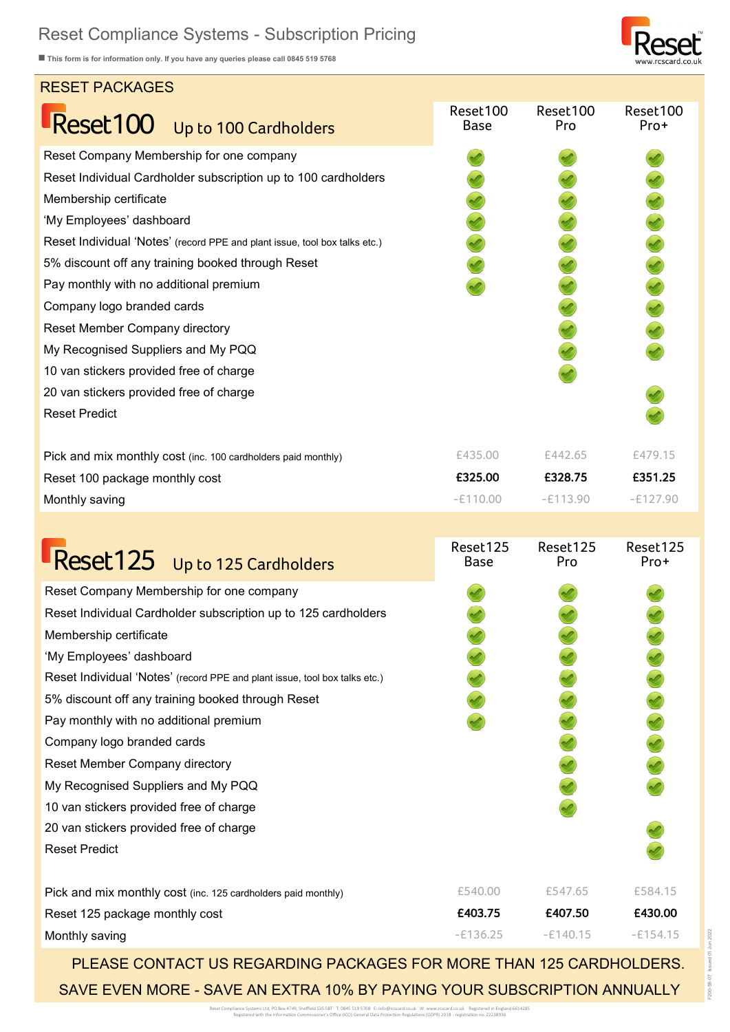# Reset Compliance Systems - Subscription Pricing

This form is for information only. If you have any queries please call 0845 519 5768

## RESET PACKAGES

| Reset100 Up to 100 Cardholders | Reset100 Base | Reset100 Pro | Reset100 Pro+ |
|---|---|---|---|
| Reset Company Membership for one company | ✓ | ✓ | ✓ |
| Reset Individual Cardholder subscription up to 100 cardholders | ✓ | ✓ | ✓ |
| Membership certificate | ✓ | ✓ | ✓ |
| 'My Employees' dashboard | ✓ | ✓ | ✓ |
| Reset Individual 'Notes' (record PPE and plant issue, tool box talks etc.) | ✓ | ✓ | ✓ |
| 5% discount off any training booked through Reset | ✓ | ✓ | ✓ |
| Pay monthly with no additional premium | ✓ | ✓ | ✓ |
| Company logo branded cards | | ✓ | ✓ |
| Reset Member Company directory | | ✓ | ✓ |
| My Recognised Suppliers and My PQQ | | ✓ | ✓ |
| 10 van stickers provided free of charge | | ✓ | |
| 20 van stickers provided free of charge | | | ✓ |
| Reset Predict | | | ✓ |
| Pick and mix monthly cost (inc. 100 cardholders paid monthly) | £435.00 | £442.65 | £479.15 |
| Reset 100 package monthly cost | **£325.00** | **£328.75** | **£351.25** |
| Monthly saving | -£110.00 | -£113.90 | -£127.90 |

| Reset125 Up to 125 Cardholders | Reset125 Base | Reset125 Pro | Reset125 Pro+ |
|---|---|---|---|
| Reset Company Membership for one company | ✓ | ✓ | ✓ |
| Reset Individual Cardholder subscription up to 125 cardholders | ✓ | ✓ | ✓ |
| Membership certificate | ✓ | ✓ | ✓ |
| 'My Employees' dashboard | ✓ | ✓ | ✓ |
| Reset Individual 'Notes' (record PPE and plant issue, tool box talks etc.) | ✓ | ✓ | ✓ |
| 5% discount off any training booked through Reset | ✓ | ✓ | ✓ |
| Pay monthly with no additional premium | ✓ | ✓ | ✓ |
| Company logo branded cards | | ✓ | ✓ |
| Reset Member Company directory | | ✓ | ✓ |
| My Recognised Suppliers and My PQQ | | ✓ | ✓ |
| 10 van stickers provided free of charge | | ✓ | |
| 20 van stickers provided free of charge | | | ✓ |
| Reset Predict | | | ✓ |
| Pick and mix monthly cost (inc. 125 cardholders paid monthly) | £540.00 | £547.65 | £584.15 |
| Reset 125 package monthly cost | **£403.75** | **£407.50** | **£430.00** |
| Monthly saving | -£136.25 | -£140.15 | -£154.15 |

PLEASE CONTACT US REGARDING PACKAGES FOR MORE THAN 125 CARDHOLDERS.

SAVE EVEN MORE - SAVE AN EXTRA 10% BY PAYING YOUR SUBSCRIPTION ANNUALLY

Reset Compliance Systems Ltd, PO Box 4749, Sheffield S35 5BT T: 0845 519 5768 E: info@rcscard.co.uk W: www.rcscard.co.uk Registered in England 6614285
Registered with the Information Commissioner's Office (ICO) General Data Protection Regulations (GDPR) 2018 - registration no. Z2238936